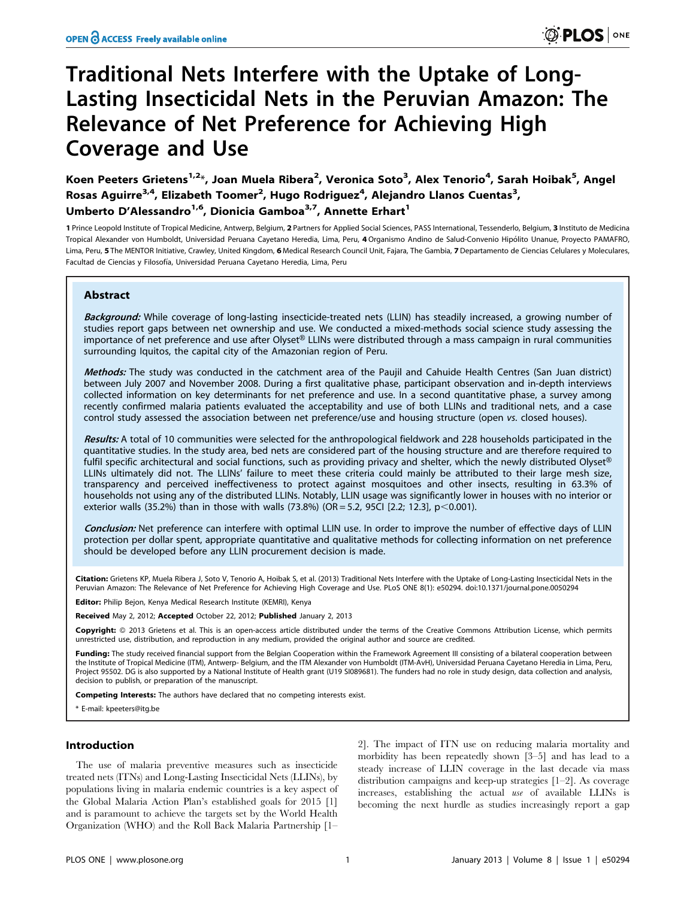# Traditional Nets Interfere with the Uptake of Long-Lasting Insecticidal Nets in the Peruvian Amazon: The Relevance of Net Preference for Achieving High Coverage and Use

**Koen Peeters Grietens[1,2]\*, Joan Muela Ribera[2], Veronica Soto[3], Alex Tenorio[4], Sarah Hoibak[5], Angel Rosas Aguirre[3,4], Elizabeth Toomer[2], Hugo Rodriguez[4], Alejandro Llanos Cuentas[3], Umberto D'Alessandro[1,6], Dionicia Gamboa[3,7], Annette Erhart[1]**

1 Prince Leopold Institute of Tropical Medicine, Antwerp, Belgium, 2 Partners for Applied Social Sciences, PASS International, Tessenderlo, Belgium, 3 Instituto de Medicina Tropical Alexander von Humboldt, Universidad Peruana Cayetano Heredia, Lima, Peru, 4 Organismo Andino de Salud-Convenio Hipólito Unanue, Proyecto PAMAFRO, Lima, Peru, 5 The MENTOR Initiative, Crawley, United Kingdom, 6 Medical Research Council Unit, Fajara, The Gambia, 7 Departamento de Ciencias Celulares y Moleculares, Facultad de Ciencias y Filosofía, Universidad Peruana Cayetano Heredia, Lima, Peru

## Abstract

***Background:*** While coverage of long-lasting insecticide-treated nets (LLIN) has steadily increased, a growing number of studies report gaps between net ownership and use. We conducted a mixed-methods social science study assessing the importance of net preference and use after Olyset® LLINs were distributed through a mass campaign in rural communities surrounding Iquitos, the capital city of the Amazonian region of Peru.

***Methods:*** The study was conducted in the catchment area of the Paujil and Cahuide Health Centres (San Juan district) between July 2007 and November 2008. During a first qualitative phase, participant observation and in-depth interviews collected information on key determinants for net preference and use. In a second quantitative phase, a survey among recently confirmed malaria patients evaluated the acceptability and use of both LLINs and traditional nets, and a case control study assessed the association between net preference/use and housing structure (open *vs.* closed houses).

***Results:*** A total of 10 communities were selected for the anthropological fieldwork and 228 households participated in the quantitative studies. In the study area, bed nets are considered part of the housing structure and are therefore required to fulfil specific architectural and social functions, such as providing privacy and shelter, which the newly distributed Olyset® LLINs ultimately did not. The LLINs' failure to meet these criteria could mainly be attributed to their large mesh size, transparency and perceived ineffectiveness to protect against mosquitoes and other insects, resulting in 63.3% of households not using any of the distributed LLINs. Notably, LLIN usage was significantly lower in houses with no interior or exterior walls (35.2%) than in those with walls (73.8%) (OR = 5.2, 95CI [2.2; 12.3], $p<0.001$).

***Conclusion:*** Net preference can interfere with optimal LLIN use. In order to improve the number of effective days of LLIN protection per dollar spent, appropriate quantitative and qualitative methods for collecting information on net preference should be developed before any LLIN procurement decision is made.

**Citation:** Grietens KP, Muela Ribera J, Soto V, Tenorio A, Hoibak S, et al. (2013) Traditional Nets Interfere with the Uptake of Long-Lasting Insecticidal Nets in the Peruvian Amazon: The Relevance of Net Preference for Achieving High Coverage and Use. PLoS ONE 8(1): e50294. doi:10.1371/journal.pone.0050294

**Editor:** Philip Bejon, Kenya Medical Research Institute (KEMRI), Kenya

**Received** May 2, 2012; **Accepted** October 22, 2012; **Published** January 2, 2013

**Copyright:** © 2013 Grietens et al. This is an open-access article distributed under the terms of the Creative Commons Attribution License, which permits unrestricted use, distribution, and reproduction in any medium, provided the original author and source are credited.

**Funding:** The study received financial support from the Belgian Cooperation within the Framework Agreement III consisting of a bilateral cooperation between the Institute of Tropical Medicine (ITM), Antwerp- Belgium, and the ITM Alexander von Humboldt (ITM-AvH), Universidad Peruana Cayetano Heredia in Lima, Peru, Project 95502. DG is also supported by a National Institute of Health grant (U19 SI089681). The funders had no role in study design, data collection and analysis, decision to publish, or preparation of the manuscript.

**Competing Interests:** The authors have declared that no competing interests exist.

\* E-mail: kpeeters@itg.be

## Introduction

The use of malaria preventive measures such as insecticide treated nets (ITNs) and Long-Lasting Insecticidal Nets (LLINs), by populations living in malaria endemic countries is a key aspect of the Global Malaria Action Plan's established goals for 2015 [1] and is paramount to achieve the targets set by the World Health Organization (WHO) and the Roll Back Malaria Partnership [1–2]. The impact of ITN use on reducing malaria mortality and morbidity has been repeatedly shown [3–5] and has lead to a steady increase of LLIN coverage in the last decade via mass distribution campaigns and keep-up strategies [1–2]. As coverage increases, establishing the actual *use* of available LLINs is becoming the next hurdle as studies increasingly report a gap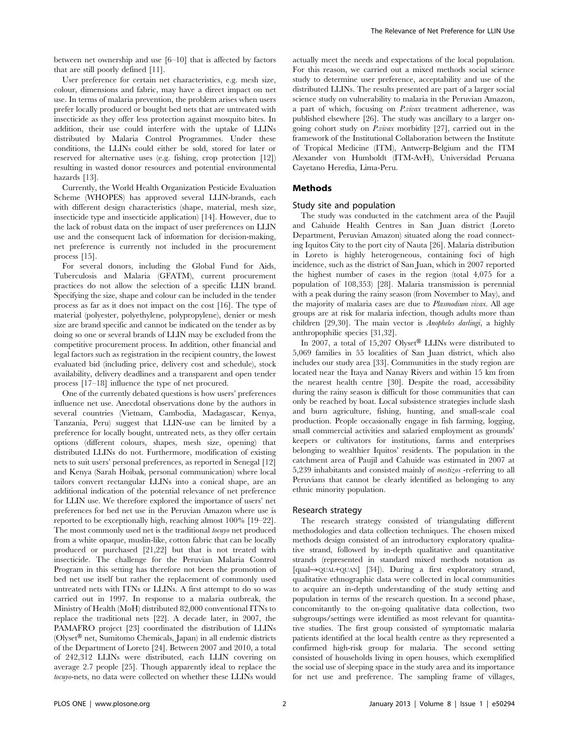between net ownership and use [6–10] that is affected by factors that are still poorly defined [11].

User preference for certain net characteristics, e.g. mesh size, colour, dimensions and fabric, may have a direct impact on net use. In terms of malaria prevention, the problem arises when users prefer locally produced or bought bed nets that are untreated with insecticide as they offer less protection against mosquito bites. In addition, their use could interfere with the uptake of LLINs distributed by Malaria Control Programmes. Under these conditions, the LLINs could either be sold, stored for later or reserved for alternative uses (e.g. fishing, crop protection [12]) resulting in wasted donor resources and potential environmental hazards [13].

Currently, the World Health Organization Pesticide Evaluation Scheme (WHOPES) has approved several LLIN-brands, each with different design characteristics (shape, material, mesh size, insecticide type and insecticide application) [14]. However, due to the lack of robust data on the impact of user preferences on LLIN use and the consequent lack of information for decision-making, net preference is currently not included in the procurement process [15].

For several donors, including the Global Fund for Aids, Tuberculosis and Malaria (GFATM), current procurement practices do not allow the selection of a specific LLIN brand. Specifying the size, shape and colour can be included in the tender process as far as it does not impact on the cost [16]. The type of material (polyester, polyethylene, polypropylene), denier or mesh size are brand specific and cannot be indicated on the tender as by doing so one or several brands of LLIN may be excluded from the competitive procurement process. In addition, other financial and legal factors such as registration in the recipient country, the lowest evaluated bid (including price, delivery cost and schedule), stock availability, delivery deadlines and a transparent and open tender process [17–18] influence the type of net procured.

One of the currently debated questions is how users' preferences influence net use. Anecdotal observations done by the authors in several countries (Vietnam, Cambodia, Madagascar, Kenya, Tanzania, Peru) suggest that LLIN-use can be limited by a preference for locally bought, untreated nets, as they offer certain options (different colours, shapes, mesh size, opening) that distributed LLINs do not. Furthermore, modification of existing nets to suit users' personal preferences, as reported in Senegal [12] and Kenya (Sarah Hoibak, personal communication) where local tailors convert rectangular LLINs into a conical shape, are an additional indication of the potential relevance of net preference for LLIN use. We therefore explored the importance of users' net preferences for bed net use in the Peruvian Amazon where use is reported to be exceptionally high, reaching almost 100% [19–22]. The most commonly used net is the traditional *tocuyo* net produced from a white opaque, muslin-like, cotton fabric that can be locally produced or purchased [21,22] but that is not treated with insecticide. The challenge for the Peruvian Malaria Control Program in this setting has therefore not been the promotion of bed net use itself but rather the replacement of commonly used untreated nets with ITNs or LLINs. A first attempt to do so was carried out in 1997. In response to a malaria outbreak, the Ministry of Health (MoH) distributed 82,000 conventional ITNs to replace the traditional nets [22]. A decade later, in 2007, the PAMAFRO project [23] coordinated the distribution of LLINs (Olyset® net, Sumitomo Chemicals, Japan) in all endemic districts of the Department of Loreto [24]. Between 2007 and 2010, a total of 242,312 LLINs were distributed, each LLIN covering on average 2.7 people [25]. Though apparently ideal to replace the *tocuyo*-nets, no data were collected on whether these LLINs would actually meet the needs and expectations of the local population. For this reason, we carried out a mixed methods social science study to determine user preference, acceptability and use of the distributed LLINs. The results presented are part of a larger social science study on vulnerability to malaria in the Peruvian Amazon, a part of which, focusing on *P.vivax* treatment adherence, was published elsewhere [26]. The study was ancillary to a larger on-going cohort study on *P.vivax* morbidity [27], carried out in the framework of the Institutional Collaboration between the Institute of Tropical Medicine (ITM), Antwerp-Belgium and the ITM Alexander von Humboldt (ITM-AvH), Universidad Peruana Cayetano Heredia, Lima-Peru.

## Methods

### Study site and population

The study was conducted in the catchment area of the Paujil and Cahuide Health Centres in San Juan district (Loreto Department, Peruvian Amazon) situated along the road connecting Iquitos City to the port city of Nauta [26]. Malaria distribution in Loreto is highly heterogeneous, containing foci of high incidence, such as the district of San Juan, which in 2007 reported the highest number of cases in the region (total 4,075 for a population of 108,353) [28]. Malaria transmission is perennial with a peak during the rainy season (from November to May), and the majority of malaria cases are due to *Plasmodium vivax*. All age groups are at risk for malaria infection, though adults more than children [29,30]. The main vector is *Anopheles darlingi*, a highly anthropophilic species [31,32].

In 2007, a total of 15,207 Olyset® LLINs were distributed to 5,069 families in 55 localities of San Juan district, which also includes our study area [33]. Communities in the study region are located near the Itaya and Nanay Rivers and within 15 km from the nearest health centre [30]. Despite the road, accessibility during the rainy season is difficult for those communities that can only be reached by boat. Local subsistence strategies include slash and burn agriculture, fishing, hunting, and small-scale coal production. People occasionally engage in fish farming, logging, small commercial activities and salaried employment as grounds' keepers or cultivators for institutions, farms and enterprises belonging to wealthier Iquitos' residents. The population in the catchment area of Paujil and Cahuide was estimated in 2007 at 5,239 inhabitants and consisted mainly of *mestizos* -referring to all Peruvians that cannot be clearly identified as belonging to any ethnic minority population.

### Research strategy

The research strategy consisted of triangulating different methodologies and data collection techniques. The chosen mixed methods design consisted of an introductory exploratory qualitative strand, followed by in-depth qualitative and quantitative strands (represented in standard mixed methods notation as [qual→QUAL+QUAN] [34]). During a first exploratory strand, qualitative ethnographic data were collected in local communities to acquire an in-depth understanding of the study setting and population in terms of the research question. In a second phase, concomitantly to the on-going qualitative data collection, two subgroups/settings were identified as most relevant for quantitative studies. The first group consisted of symptomatic malaria patients identified at the local health centre as they represented a confirmed high-risk group for malaria. The second setting consisted of households living in open houses, which exemplified the social use of sleeping space in the study area and its importance for net use and preference. The sampling frame of villages,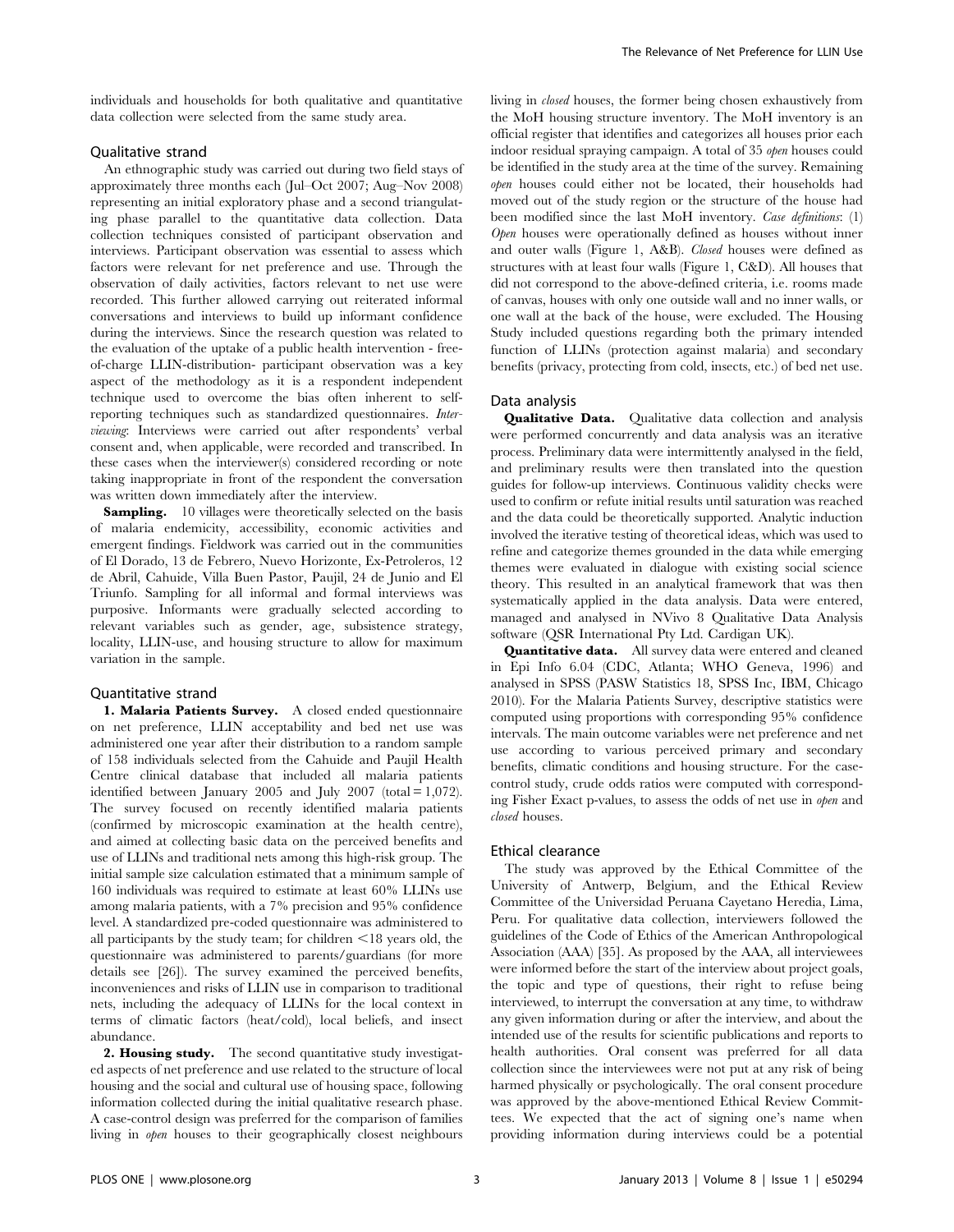individuals and households for both qualitative and quantitative data collection were selected from the same study area.

### Qualitative strand

An ethnographic study was carried out during two field stays of approximately three months each (Jul–Oct 2007; Aug–Nov 2008) representing an initial exploratory phase and a second triangulating phase parallel to the quantitative data collection. Data collection techniques consisted of participant observation and interviews. Participant observation was essential to assess which factors were relevant for net preference and use. Through the observation of daily activities, factors relevant to net use were recorded. This further allowed carrying out reiterated informal conversations and interviews to build up informant confidence during the interviews. Since the research question was related to the evaluation of the uptake of a public health intervention - free-of-charge LLIN-distribution- participant observation was a key aspect of the methodology as it is a respondent independent technique used to overcome the bias often inherent to self-reporting techniques such as standardized questionnaires. *Interviewing*: Interviews were carried out after respondents' verbal consent and, when applicable, were recorded and transcribed. In these cases when the interviewer(s) considered recording or note taking inappropriate in front of the respondent the conversation was written down immediately after the interview.

**Sampling.** 10 villages were theoretically selected on the basis of malaria endemicity, accessibility, economic activities and emergent findings. Fieldwork was carried out in the communities of El Dorado, 13 de Febrero, Nuevo Horizonte, Ex-Petroleros, 12 de Abril, Cahuide, Villa Buen Pastor, Paujil, 24 de Junio and El Triunfo. Sampling for all informal and formal interviews was purposive. Informants were gradually selected according to relevant variables such as gender, age, subsistence strategy, locality, LLIN-use, and housing structure to allow for maximum variation in the sample.

### Quantitative strand

**1. Malaria Patients Survey.** A closed ended questionnaire on net preference, LLIN acceptability and bed net use was administered one year after their distribution to a random sample of 158 individuals selected from the Cahuide and Paujil Health Centre clinical database that included all malaria patients identified between January 2005 and July 2007 (total = 1,072). The survey focused on recently identified malaria patients (confirmed by microscopic examination at the health centre), and aimed at collecting basic data on the perceived benefits and use of LLINs and traditional nets among this high-risk group. The initial sample size calculation estimated that a minimum sample of 160 individuals was required to estimate at least 60% LLINs use among malaria patients, with a 7% precision and 95% confidence level. A standardized pre-coded questionnaire was administered to all participants by the study team; for children <18 years old, the questionnaire was administered to parents/guardians (for more details see [26]). The survey examined the perceived benefits, inconveniences and risks of LLIN use in comparison to traditional nets, including the adequacy of LLINs for the local context in terms of climatic factors (heat/cold), local beliefs, and insect abundance.

**2. Housing study.** The second quantitative study investigated aspects of net preference and use related to the structure of local housing and the social and cultural use of housing space, following information collected during the initial qualitative research phase. A case-control design was preferred for the comparison of families living in *open* houses to their geographically closest neighbours living in *closed* houses, the former being chosen exhaustively from the MoH housing structure inventory. The MoH inventory is an official register that identifies and categorizes all houses prior each indoor residual spraying campaign. A total of 35 *open* houses could be identified in the study area at the time of the survey. Remaining *open* houses could either not be located, their households had moved out of the study region or the structure of the house had been modified since the last MoH inventory. *Case definitions*: (1) *Open* houses were operationally defined as houses without inner and outer walls (Figure 1, A&B). *Closed* houses were defined as structures with at least four walls (Figure 1, C&D). All houses that did not correspond to the above-defined criteria, i.e. rooms made of canvas, houses with only one outside wall and no inner walls, or one wall at the back of the house, were excluded. The Housing Study included questions regarding both the primary intended function of LLINs (protection against malaria) and secondary benefits (privacy, protecting from cold, insects, etc.) of bed net use.

### Data analysis

**Qualitative Data.** Qualitative data collection and analysis were performed concurrently and data analysis was an iterative process. Preliminary data were intermittently analysed in the field, and preliminary results were then translated into the question guides for follow-up interviews. Continuous validity checks were used to confirm or refute initial results until saturation was reached and the data could be theoretically supported. Analytic induction involved the iterative testing of theoretical ideas, which was used to refine and categorize themes grounded in the data while emerging themes were evaluated in dialogue with existing social science theory. This resulted in an analytical framework that was then systematically applied in the data analysis. Data were entered, managed and analysed in NVivo 8 Qualitative Data Analysis software (QSR International Pty Ltd. Cardigan UK).

**Quantitative data.** All survey data were entered and cleaned in Epi Info 6.04 (CDC, Atlanta; WHO Geneva, 1996) and analysed in SPSS (PASW Statistics 18, SPSS Inc, IBM, Chicago 2010). For the Malaria Patients Survey, descriptive statistics were computed using proportions with corresponding 95% confidence intervals. The main outcome variables were net preference and net use according to various perceived primary and secondary benefits, climatic conditions and housing structure. For the case-control study, crude odds ratios were computed with corresponding Fisher Exact p-values, to assess the odds of net use in *open* and *closed* houses.

### Ethical clearance

The study was approved by the Ethical Committee of the University of Antwerp, Belgium, and the Ethical Review Committee of the Universidad Peruana Cayetano Heredia, Lima, Peru. For qualitative data collection, interviewers followed the guidelines of the Code of Ethics of the American Anthropological Association (AAA) [35]. As proposed by the AAA, all interviewees were informed before the start of the interview about project goals, the topic and type of questions, their right to refuse being interviewed, to interrupt the conversation at any time, to withdraw any given information during or after the interview, and about the intended use of the results for scientific publications and reports to health authorities. Oral consent was preferred for all data collection since the interviewees were not put at any risk of being harmed physically or psychologically. The oral consent procedure was approved by the above-mentioned Ethical Review Committees. We expected that the act of signing one's name when providing information during interviews could be a potential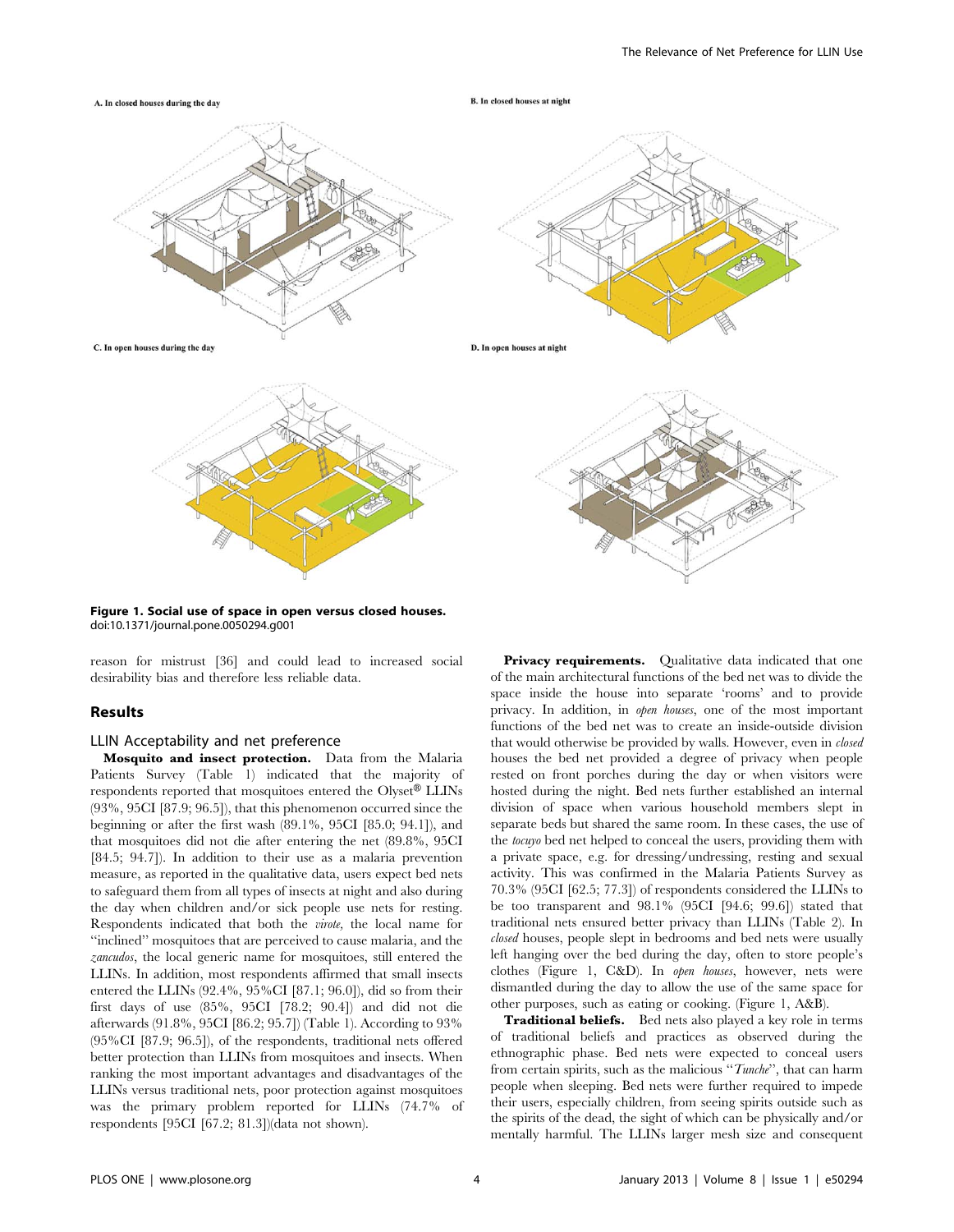A. In closed houses during the day

B. In closed houses at night

C. In open houses during the day

D. In open houses at night

**Figure 1. Social use of space in open versus closed houses.**
doi:10.1371/journal.pone.0050294.g001

reason for mistrust [36] and could lead to increased social desirability bias and therefore less reliable data.

## Results

### LLIN Acceptability and net preference

**Mosquito and insect protection.** Data from the Malaria Patients Survey (Table 1) indicated that the majority of respondents reported that mosquitoes entered the Olyset® LLINs (93%, 95CI [87.9; 96.5]), that this phenomenon occurred since the beginning or after the first wash (89.1%, 95CI [85.0; 94.1]), and that mosquitoes did not die after entering the net (89.8%, 95CI [84.5; 94.7]). In addition to their use as a malaria prevention measure, as reported in the qualitative data, users expect bed nets to safeguard them from all types of insects at night and also during the day when children and/or sick people use nets for resting. Respondents indicated that both the *virote*, the local name for "inclined" mosquitoes that are perceived to cause malaria, and the *zancudos*, the local generic name for mosquitoes, still entered the LLINs. In addition, most respondents affirmed that small insects entered the LLINs (92.4%, 95%CI [87.1; 96.0]), did so from their first days of use (85%, 95CI [78.2; 90.4]) and did not die afterwards (91.8%, 95CI [86.2; 95.7]) (Table 1). According to 93% (95%CI [87.9; 96.5]), of the respondents, traditional nets offered better protection than LLINs from mosquitoes and insects. When ranking the most important advantages and disadvantages of the LLINs versus traditional nets, poor protection against mosquitoes was the primary problem reported for LLINs (74.7% of respondents [95CI [67.2; 81.3])(data not shown).

**Privacy requirements.** Qualitative data indicated that one of the main architectural functions of the bed net was to divide the space inside the house into separate 'rooms' and to provide privacy. In addition, in *open houses*, one of the most important functions of the bed net was to create an inside-outside division that would otherwise be provided by walls. However, even in *closed* houses the bed net provided a degree of privacy when people rested on front porches during the day or when visitors were hosted during the night. Bed nets further established an internal division of space when various household members slept in separate beds but shared the same room. In these cases, the use of the *tocuyo* bed net helped to conceal the users, providing them with a private space, e.g. for dressing/undressing, resting and sexual activity. This was confirmed in the Malaria Patients Survey as 70.3% (95CI [62.5; 77.3]) of respondents considered the LLINs to be too transparent and 98.1% (95CI [94.6; 99.6]) stated that traditional nets ensured better privacy than LLINs (Table 2). In *closed* houses, people slept in bedrooms and bed nets were usually left hanging over the bed during the day, often to store people's clothes (Figure 1, C&D). In *open houses*, however, nets were dismantled during the day to allow the use of the same space for other purposes, such as eating or cooking. (Figure 1, A&B).

**Traditional beliefs.** Bed nets also played a key role in terms of traditional beliefs and practices as observed during the ethnographic phase. Bed nets were expected to conceal users from certain spirits, such as the malicious "*Tunche*", that can harm people when sleeping. Bed nets were further required to impede their users, especially children, from seeing spirits outside such as the spirits of the dead, the sight of which can be physically and/or mentally harmful. The LLINs larger mesh size and consequent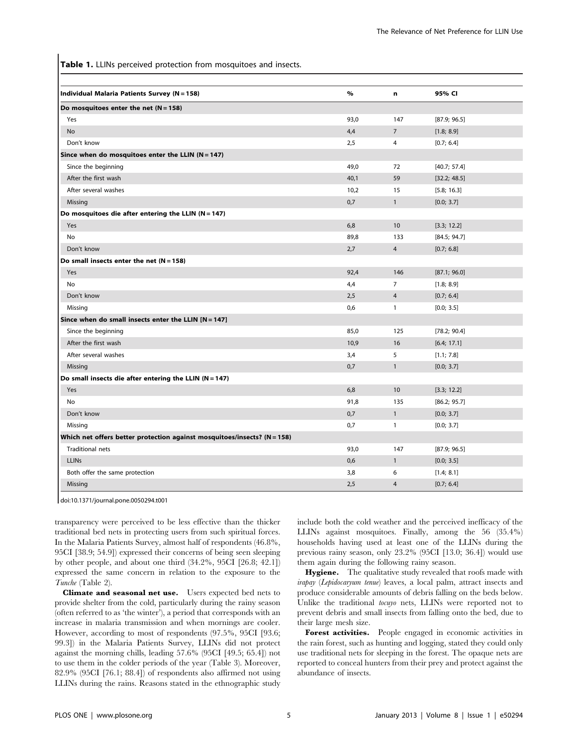**Table 1.** LLINs perceived protection from mosquitoes and insects.

| Individual Malaria Patients Survey (N = 158) | % | n | 95% CI |
|---|---|---|---|
| **Do mosquitoes enter the net (N = 158)** | | | |
| Yes | 93,0 | 147 | [87.9; 96.5] |
| No | 4,4 | 7 | [1.8; 8.9] |
| Don't know | 2,5 | 4 | [0.7; 6.4] |
| **Since when do mosquitoes enter the LLIN (N = 147)** | | | |
| Since the beginning | 49,0 | 72 | [40.7; 57.4] |
| After the first wash | 40,1 | 59 | [32.2; 48.5] |
| After several washes | 10,2 | 15 | [5.8; 16.3] |
| Missing | 0,7 | 1 | [0.0; 3.7] |
| **Do mosquitoes die after entering the LLIN (N = 147)** | | | |
| Yes | 6,8 | 10 | [3.3; 12.2] |
| No | 89,8 | 133 | [84.5; 94.7] |
| Don't know | 2,7 | 4 | [0.7; 6.8] |
| **Do small insects enter the net (N = 158)** | | | |
| Yes | 92,4 | 146 | [87.1; 96.0] |
| No | 4,4 | 7 | [1.8; 8.9] |
| Don't know | 2,5 | 4 | [0.7; 6.4] |
| Missing | 0,6 | 1 | [0.0; 3.5] |
| **Since when do small insects enter the LLIN [N = 147]** | | | |
| Since the beginning | 85,0 | 125 | [78.2; 90.4] |
| After the first wash | 10,9 | 16 | [6.4; 17.1] |
| After several washes | 3,4 | 5 | [1.1; 7.8] |
| Missing | 0,7 | 1 | [0.0; 3.7] |
| **Do small insects die after entering the LLIN (N = 147)** | | | |
| Yes | 6,8 | 10 | [3.3; 12.2] |
| No | 91,8 | 135 | [86.2; 95.7] |
| Don't know | 0,7 | 1 | [0.0; 3.7] |
| Missing | 0,7 | 1 | [0.0; 3.7] |
| **Which net offers better protection against mosquitoes/insects? (N = 158)** | | | |
| Traditional nets | 93,0 | 147 | [87.9; 96.5] |
| LLINs | 0,6 | 1 | [0.0; 3.5] |
| Both offer the same protection | 3,8 | 6 | [1.4; 8.1] |
| Missing | 2,5 | 4 | [0.7; 6.4] |

doi:10.1371/journal.pone.0050294.t001

transparency were perceived to be less effective than the thicker traditional bed nets in protecting users from such spiritual forces. In the Malaria Patients Survey, almost half of respondents (46.8%, 95CI [38.9; 54.9]) expressed their concerns of being seen sleeping by other people, and about one third (34.2%, 95CI [26.8; 42.1]) expressed the same concern in relation to the exposure to the *Tunche* (Table 2).

**Climate and seasonal net use.** Users expected bed nets to provide shelter from the cold, particularly during the rainy season (often referred to as 'the winter'), a period that corresponds with an increase in malaria transmission and when mornings are cooler. However, according to most of respondents (97.5%, 95CI [93.6; 99.3]) in the Malaria Patients Survey, LLINs did not protect against the morning chills, leading 57.6% (95CI [49.5; 65.4]) not to use them in the colder periods of the year (Table 3). Moreover, 82.9% (95CI [76.1; 88.4]) of respondents also affirmed not using LLINs during the rains. Reasons stated in the ethnographic study include both the cold weather and the perceived inefficacy of the LLINs against mosquitoes. Finally, among the 56 (35.4%) households having used at least one of the LLINs during the previous rainy season, only 23.2% (95CI [13.0; 36.4]) would use them again during the following rainy season.

**Hygiene.** The qualitative study revealed that roofs made with *irapay* (*Lepidocaryum tenue*) leaves, a local palm, attract insects and produce considerable amounts of debris falling on the beds below. Unlike the traditional *tocuyo* nets, LLINs were reported not to prevent debris and small insects from falling onto the bed, due to their large mesh size.

**Forest activities.** People engaged in economic activities in the rain forest, such as hunting and logging, stated they could only use traditional nets for sleeping in the forest. The opaque nets are reported to conceal hunters from their prey and protect against the abundance of insects.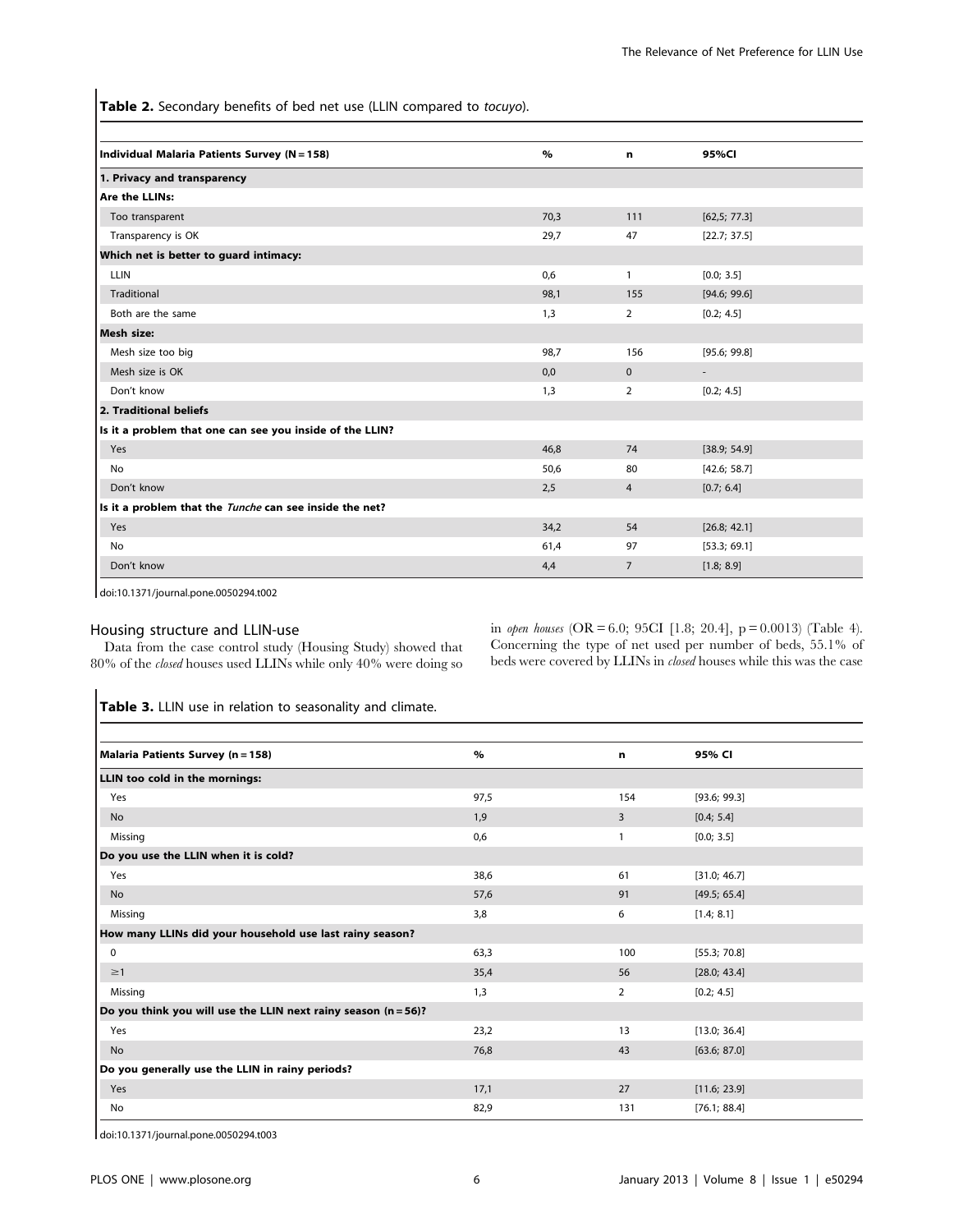**Table 2.** Secondary benefits of bed net use (LLIN compared to *tocuyo*).

| Individual Malaria Patients Survey (N = 158) | % | n | 95%CI |
|---|---|---|---|
| **1. Privacy and transparency** | | | |
| **Are the LLINs:** | | | |
| Too transparent | 70,3 | 111 | [62,5; 77.3] |
| Transparency is OK | 29,7 | 47 | [22.7; 37.5] |
| **Which net is better to guard intimacy:** | | | |
| LLIN | 0,6 | 1 | [0.0; 3.5] |
| Traditional | 98,1 | 155 | [94.6; 99.6] |
| Both are the same | 1,3 | 2 | [0.2; 4.5] |
| **Mesh size:** | | | |
| Mesh size too big | 98,7 | 156 | [95.6; 99.8] |
| Mesh size is OK | 0,0 | 0 | - |
| Don't know | 1,3 | 2 | [0.2; 4.5] |
| **2. Traditional beliefs** | | | |
| **Is it a problem that one can see you inside of the LLIN?** | | | |
| Yes | 46,8 | 74 | [38.9; 54.9] |
| No | 50,6 | 80 | [42.6; 58.7] |
| Don't know | 2,5 | 4 | [0.7; 6.4] |
| **Is it a problem that the *Tunche* can see inside the net?** | | | |
| Yes | 34,2 | 54 | [26.8; 42.1] |
| No | 61,4 | 97 | [53.3; 69.1] |
| Don't know | 4,4 | 7 | [1.8; 8.9] |

doi:10.1371/journal.pone.0050294.t002

## Housing structure and LLIN-use

Data from the case control study (Housing Study) showed that 80% of the *closed* houses used LLINs while only 40% were doing so in *open houses* (OR = 6.0; 95CI [1.8; 20.4], p = 0.0013) (Table 4). Concerning the type of net used per number of beds, 55.1% of beds were covered by LLINs in *closed* houses while this was the case

**Table 3.** LLIN use in relation to seasonality and climate.

| Malaria Patients Survey (n = 158) | % | n | 95% CI |
|---|---|---|---|
| **LLIN too cold in the mornings:** | | | |
| Yes | 97,5 | 154 | [93.6; 99.3] |
| No | 1,9 | 3 | [0.4; 5.4] |
| Missing | 0,6 | 1 | [0.0; 3.5] |
| **Do you use the LLIN when it is cold?** | | | |
| Yes | 38,6 | 61 | [31.0; 46.7] |
| No | 57,6 | 91 | [49.5; 65.4] |
| Missing | 3,8 | 6 | [1.4; 8.1] |
| **How many LLINs did your household use last rainy season?** | | | |
| 0 | 63,3 | 100 | [55.3; 70.8] |
| ≥1 | 35,4 | 56 | [28.0; 43.4] |
| Missing | 1,3 | 2 | [0.2; 4.5] |
| **Do you think you will use the LLIN next rainy season (n = 56)?** | | | |
| Yes | 23,2 | 13 | [13.0; 36.4] |
| No | 76,8 | 43 | [63.6; 87.0] |
| **Do you generally use the LLIN in rainy periods?** | | | |
| Yes | 17,1 | 27 | [11.6; 23.9] |
| No | 82,9 | 131 | [76.1; 88.4] |

doi:10.1371/journal.pone.0050294.t003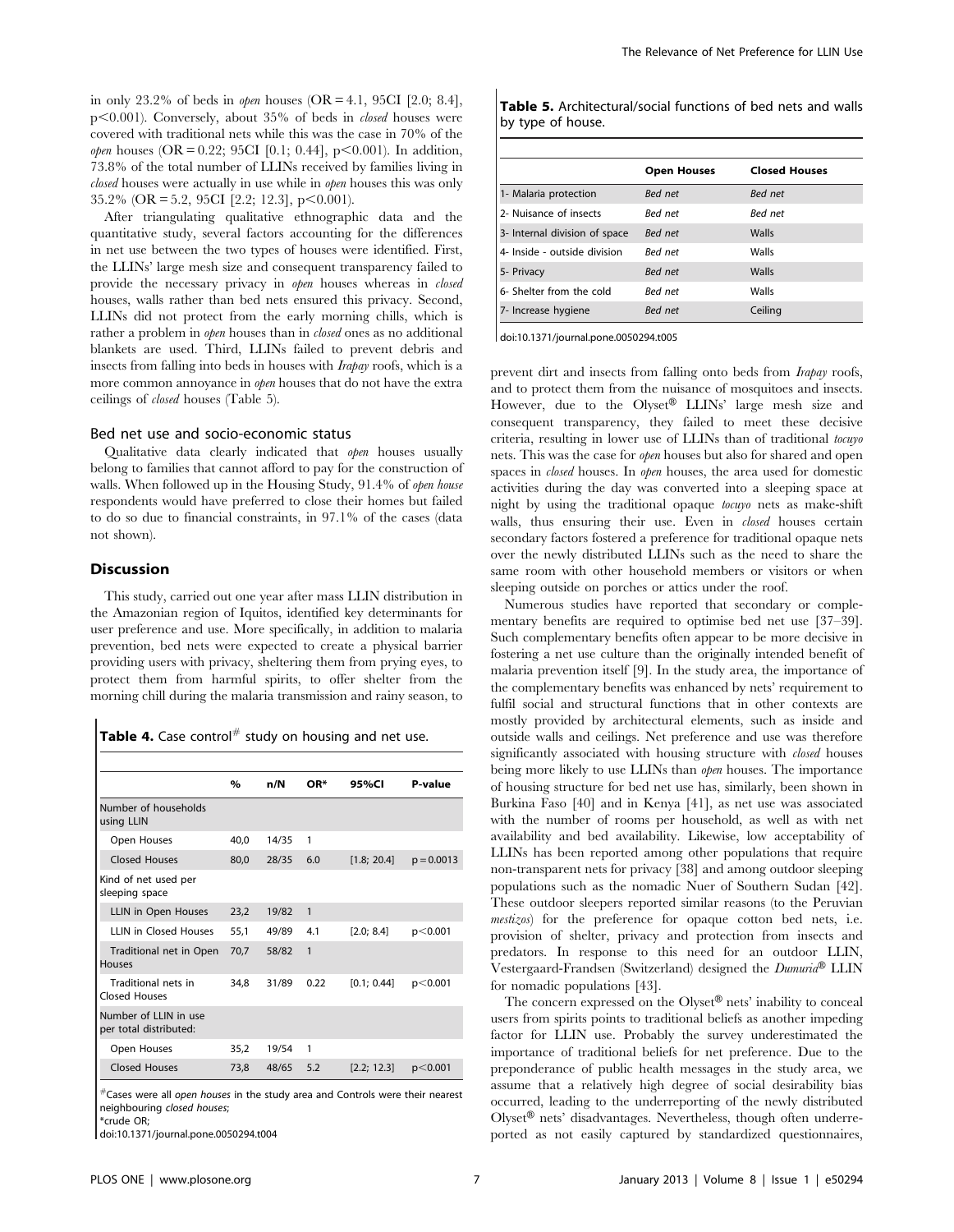in only 23.2% of beds in *open* houses (OR = 4.1, 95CI [2.0; 8.4], p<0.001). Conversely, about 35% of beds in *closed* houses were covered with traditional nets while this was the case in 70% of the *open* houses (OR = 0.22; 95CI [0.1; 0.44], p<0.001). In addition, 73.8% of the total number of LLINs received by families living in *closed* houses were actually in use while in *open* houses this was only 35.2% (OR = 5.2, 95CI [2.2; 12.3], p<0.001).

After triangulating qualitative ethnographic data and the quantitative study, several factors accounting for the differences in net use between the two types of houses were identified. First, the LLINs' large mesh size and consequent transparency failed to provide the necessary privacy in *open* houses whereas in *closed* houses, walls rather than bed nets ensured this privacy. Second, LLINs did not protect from the early morning chills, which is rather a problem in *open* houses than in *closed* ones as no additional blankets are used. Third, LLINs failed to prevent debris and insects from falling into beds in houses with *Irapay* roofs, which is a more common annoyance in *open* houses that do not have the extra ceilings of *closed* houses (Table 5).

### Bed net use and socio-economic status

Qualitative data clearly indicated that *open* houses usually belong to families that cannot afford to pay for the construction of walls. When followed up in the Housing Study, 91.4% of *open house* respondents would have preferred to close their homes but failed to do so due to financial constraints, in 97.1% of the cases (data not shown).

## Discussion

This study, carried out one year after mass LLIN distribution in the Amazonian region of Iquitos, identified key determinants for user preference and use. More specifically, in addition to malaria prevention, bed nets were expected to create a physical barrier providing users with privacy, sheltering them from prying eyes, to protect them from harmful spirits, to offer shelter from the morning chill during the malaria transmission and rainy season, to prevent dirt and insects from falling onto beds from *Irapay* roofs, and to protect them from the nuisance of mosquitoes and insects. However, due to the Olyset® LLINs' large mesh size and consequent transparency, they failed to meet these decisive criteria, resulting in lower use of LLINs than of traditional *tocuyo* nets. This was the case for *open* houses but also for shared and open spaces in *closed* houses. In *open* houses, the area used for domestic activities during the day was converted into a sleeping space at night by using the traditional opaque *tocuyo* nets as make-shift walls, thus ensuring their use. Even in *closed* houses certain secondary factors fostered a preference for traditional opaque nets over the newly distributed LLINs such as the need to share the same room with other household members or visitors or when sleeping outside on porches or attics under the roof.

**Table 4.** Case control[#] study on housing and net use.

| | % | n/N | OR* | 95%CI | P-value |
|---|---|---|---|---|---|
| Number of households using LLIN | | | | | |
| Open Houses | 40,0 | 14/35 | 1 | | |
| Closed Houses | 80,0 | 28/35 | 6.0 | [1.8; 20.4] | p = 0.0013 |
| Kind of net used per sleeping space | | | | | |
| LLIN in Open Houses | 23,2 | 19/82 | 1 | | |
| LLIN in Closed Houses | 55,1 | 49/89 | 4.1 | [2.0; 8.4] | p<0.001 |
| Traditional net in Open Houses | 70,7 | 58/82 | 1 | | |
| Traditional nets in Closed Houses | 34,8 | 31/89 | 0.22 | [0.1; 0.44] | p<0.001 |
| Number of LLIN in use per total distributed: | | | | | |
| Open Houses | 35,2 | 19/54 | 1 | | |
| Closed Houses | 73,8 | 48/65 | 5.2 | [2.2; 12.3] | p<0.001 |

[#]Cases were all *open houses* in the study area and Controls were their nearest neighbouring *closed houses*;
*crude OR;
doi:10.1371/journal.pone.0050294.t004

**Table 5.** Architectural/social functions of bed nets and walls by type of house.

| | Open Houses | Closed Houses |
|---|---|---|
| 1- Malaria protection | *Bed net* | *Bed net* |
| 2- Nuisance of insects | *Bed net* | *Bed net* |
| 3- Internal division of space | *Bed net* | Walls |
| 4- Inside - outside division | *Bed net* | Walls |
| 5- Privacy | *Bed net* | Walls |
| 6- Shelter from the cold | *Bed net* | Walls |
| 7- Increase hygiene | *Bed net* | Ceiling |

doi:10.1371/journal.pone.0050294.t005

Numerous studies have reported that secondary or complementary benefits are required to optimise bed net use [37–39]. Such complementary benefits often appear to be more decisive in fostering a net use culture than the originally intended benefit of malaria prevention itself [9]. In the study area, the importance of the complementary benefits was enhanced by nets' requirement to fulfil social and structural functions that in other contexts are mostly provided by architectural elements, such as inside and outside walls and ceilings. Net preference and use was therefore significantly associated with housing structure with *closed* houses being more likely to use LLINs than *open* houses. The importance of housing structure for bed net use has, similarly, been shown in Burkina Faso [40] and in Kenya [41], as net use was associated with the number of rooms per household, as well as with net availability and bed availability. Likewise, low acceptability of LLINs has been reported among other populations that require non-transparent nets for privacy [38] and among outdoor sleeping populations such as the nomadic Nuer of Southern Sudan [42]. These outdoor sleepers reported similar reasons (to the Peruvian *mestizos*) for the preference for opaque cotton bed nets, i.e. provision of shelter, privacy and protection from insects and predators. In response to this need for an outdoor LLIN, Vestergaard-Frandsen (Switzerland) designed the *Dumuria*® LLIN for nomadic populations [43].

The concern expressed on the Olyset® nets' inability to conceal users from spirits points to traditional beliefs as another impeding factor for LLIN use. Probably the survey underestimated the importance of traditional beliefs for net preference. Due to the preponderance of public health messages in the study area, we assume that a relatively high degree of social desirability bias occurred, leading to the underreporting of the newly distributed Olyset® nets' disadvantages. Nevertheless, though often underreported as not easily captured by standardized questionnaires,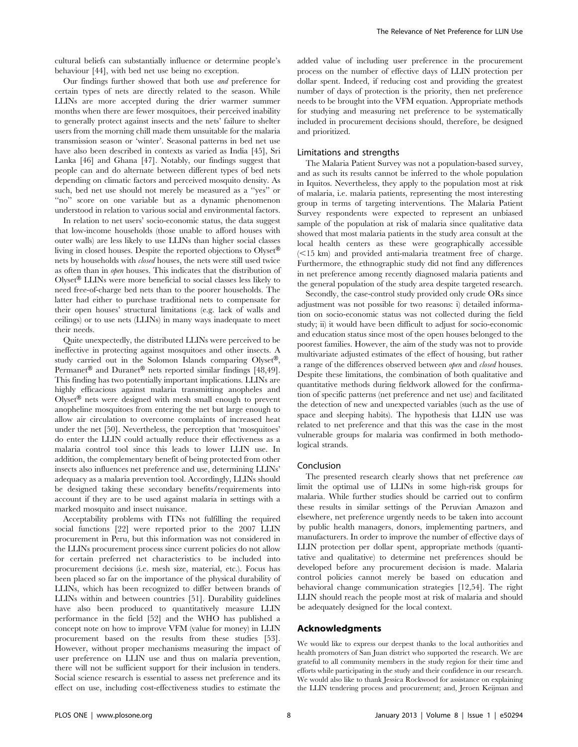cultural beliefs can substantially influence or determine people's behaviour [44], with bed net use being no exception.

Our findings further showed that both use *and* preference for certain types of nets are directly related to the season. While LLINs are more accepted during the drier warmer summer months when there are fewer mosquitoes, their perceived inability to generally protect against insects and the nets' failure to shelter users from the morning chill made them unsuitable for the malaria transmission season or 'winter'. Seasonal patterns in bed net use have also been described in contexts as varied as India [45], Sri Lanka [46] and Ghana [47]. Notably, our findings suggest that people can and do alternate between different types of bed nets depending on climatic factors and perceived mosquito density. As such, bed net use should not merely be measured as a "yes" or "no" score on one variable but as a dynamic phenomenon understood in relation to various social and environmental factors.

In relation to net users' socio-economic status, the data suggest that low-income households (those unable to afford houses with outer walls) are less likely to use LLINs than higher social classes living in closed houses. Despite the reported objections to Olyset® nets by households with *closed* houses, the nets were still used twice as often than in *open* houses. This indicates that the distribution of Olyset® LLINs were more beneficial to social classes less likely to need free-of-charge bed nets than to the poorer households. The latter had either to purchase traditional nets to compensate for their open houses' structural limitations (e.g. lack of walls and ceilings) or to use nets (LLINs) in many ways inadequate to meet their needs.

Quite unexpectedly, the distributed LLINs were perceived to be ineffective in protecting against mosquitoes and other insects. A study carried out in the Solomon Islands comparing Olyset®, Permanet® and Duranet® nets reported similar findings [48,49]. This finding has two potentially important implications. LLINs are highly efficacious against malaria transmitting anopheles and Olyset® nets were designed with mesh small enough to prevent anopheline mosquitoes from entering the net but large enough to allow air circulation to overcome complaints of increased heat under the net [50]. Nevertheless, the perception that 'mosquitoes' do enter the LLIN could actually reduce their effectiveness as a malaria control tool since this leads to lower LLIN use. In addition, the complementary benefit of being protected from other insects also influences net preference and use, determining LLINs' adequacy as a malaria prevention tool. Accordingly, LLINs should be designed taking these secondary benefits/requirements into account if they are to be used against malaria in settings with a marked mosquito and insect nuisance.

Acceptability problems with ITNs not fulfilling the required social functions [22] were reported prior to the 2007 LLIN procurement in Peru, but this information was not considered in the LLINs procurement process since current policies do not allow for certain preferred net characteristics to be included into procurement decisions (i.e. mesh size, material, etc.). Focus has been placed so far on the importance of the physical durability of LLINs, which has been recognized to differ between brands of LLINs within and between countries [51]. Durability guidelines have also been produced to quantitatively measure LLIN performance in the field [52] and the WHO has published a concept note on how to improve VFM (value for money) in LLIN procurement based on the results from these studies [53]. However, without proper mechanisms measuring the impact of user preference on LLIN use and thus on malaria prevention, there will not be sufficient support for their inclusion in tenders. Social science research is essential to assess net preference and its effect on use, including cost-effectiveness studies to estimate the added value of including user preference in the procurement process on the number of effective days of LLIN protection per dollar spent. Indeed, if reducing cost and providing the greatest number of days of protection is the priority, then net preference needs to be brought into the VFM equation. Appropriate methods for studying and measuring net preference to be systematically included in procurement decisions should, therefore, be designed and prioritized.

### Limitations and strengths

The Malaria Patient Survey was not a population-based survey, and as such its results cannot be inferred to the whole population in Iquitos. Nevertheless, they apply to the population most at risk of malaria, i.e. malaria patients, representing the most interesting group in terms of targeting interventions. The Malaria Patient Survey respondents were expected to represent an unbiased sample of the population at risk of malaria since qualitative data showed that most malaria patients in the study area consult at the local health centers as these were geographically accessible (<15 km) and provided anti-malaria treatment free of charge. Furthermore, the ethnographic study did not find any differences in net preference among recently diagnosed malaria patients and the general population of the study area despite targeted research.

Secondly, the case-control study provided only crude ORs since adjustment was not possible for two reasons: i) detailed information on socio-economic status was not collected during the field study; ii) it would have been difficult to adjust for socio-economic and education status since most of the open houses belonged to the poorest families. However, the aim of the study was not to provide multivariate adjusted estimates of the effect of housing, but rather a range of the differences observed between *open* and *closed* houses. Despite these limitations, the combination of both qualitative and quantitative methods during fieldwork allowed for the confirmation of specific patterns (net preference and net use) and facilitated the detection of new and unexpected variables (such as the use of space and sleeping habits). The hypothesis that LLIN use was related to net preference and that this was the case in the most vulnerable groups for malaria was confirmed in both methodological strands.

### Conclusion

The presented research clearly shows that net preference *can* limit the optimal use of LLINs in some high-risk groups for malaria. While further studies should be carried out to confirm these results in similar settings of the Peruvian Amazon and elsewhere, net preference urgently needs to be taken into account by public health managers, donors, implementing partners, and manufacturers. In order to improve the number of effective days of LLIN protection per dollar spent, appropriate methods (quantitative and qualitative) to determine net preferences should be developed before any procurement decision is made. Malaria control policies cannot merely be based on education and behavioral change communication strategies [12,54]. The right LLIN should reach the people most at risk of malaria and should be adequately designed for the local context.

## Acknowledgments

We would like to express our deepest thanks to the local authorities and health promoters of San Juan district who supported the research. We are grateful to all community members in the study region for their time and efforts while participating in the study and their confidence in our research. We would also like to thank Jessica Rockwood for assistance on explaining the LLIN tendering process and procurement; and, Jeroen Keijman and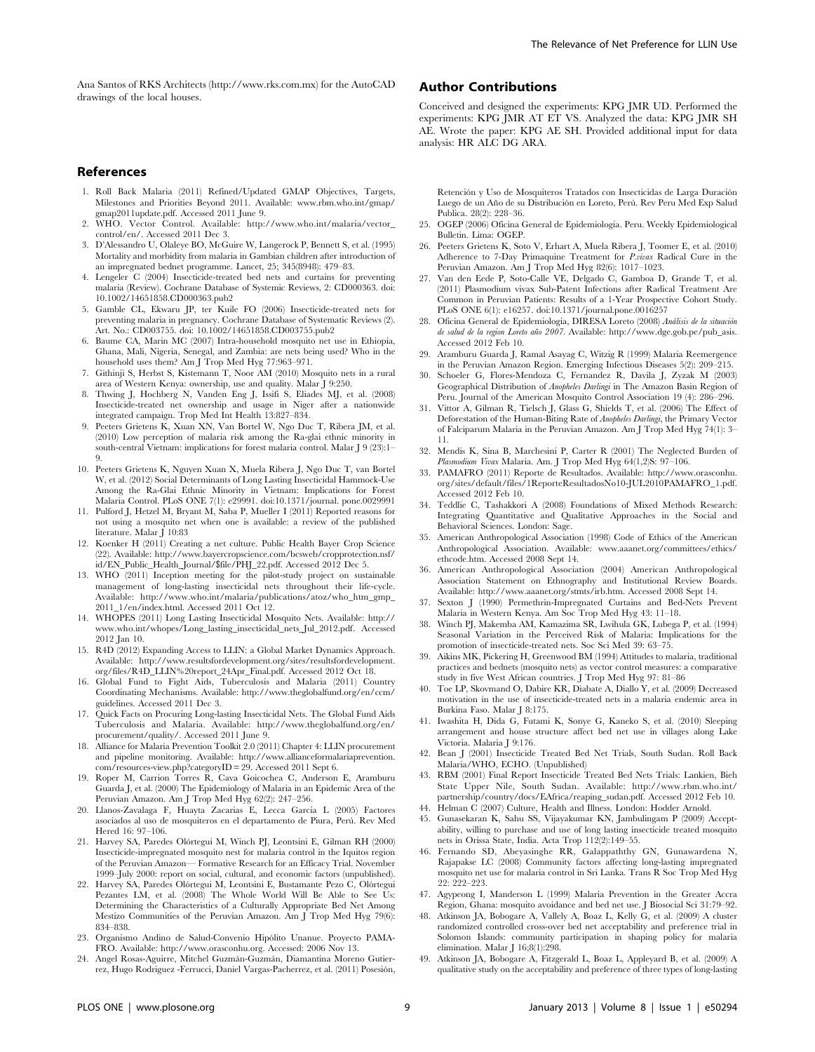Ana Santos of RKS Architects (http://www.rks.com.mx) for the AutoCAD drawings of the local houses.

## Author Contributions

Conceived and designed the experiments: KPG JMR UD. Performed the experiments: KPG JMR AT ET VS. Analyzed the data: KPG JMR SH AE. Wrote the paper: KPG AE SH. Provided additional input for data analysis: HR ALC DG ARA.

## References

1. Roll Back Malaria (2011) Refined/Updated GMAP Objectives, Targets, Milestones and Priorities Beyond 2011. Available: www.rbm.who.int/gmap/gmap2011update.pdf. Accessed 2011 June 9.
2. WHO. Vector Control. Available: http://www.who.int/malaria/vector_control/en/. Accessed 2011 Dec 3.
3. D'Alessandro U, Olaleye BO, McGuire W, Langerock P, Bennett S, et al. (1995) Mortality and morbidity from malaria in Gambian children after introduction of an impregnated bednet programme. Lancet, 25; 345(8948): 479–83.
4. Lengeler C (2004) Insecticide-treated bed nets and curtains for preventing malaria (Review). Cochrane Database of Systemic Reviews, 2: CD000363. doi: 10.1002/14651858.CD000363.pub2
5. Gamble CL, Ekwaru JP, ter Kuile FO (2006) Insecticide-treated nets for preventing malaria in pregnancy. Cochrane Database of Systematic Reviews (2). Art. No.: CD003755. doi: 10.1002/14651858.CD003755.pub2
6. Baume CA, Marin MC (2007) Intra-household mosquito net use in Ethiopia, Ghana, Mali, Nigeria, Senegal, and Zambia: are nets being used? Who in the household uses them? Am J Trop Med Hyg 77:963–971.
7. Githinji S, Herbst S, Kistemann T, Noor AM (2010) Mosquito nets in a rural area of Western Kenya: ownership, use and quality. Malar J 9:250.
8. Thwing J, Hochberg N, Vanden Eng J, Issifi S, Eliades MJ, et al. (2008) Insecticide-treated net ownership and usage in Niger after a nationwide integrated campaign. Trop Med Int Health 13:827–834.
9. Peeters Grietens K, Xuan XN, Van Bortel W, Ngo Duc T, Ribera JM, et al. (2010) Low perception of malaria risk among the Ra-glai ethnic minority in south-central Vietnam: implications for forest malaria control. Malar J 9 (23):1–9.
10. Peeters Grietens K, Nguyen Xuan X, Muela Ribera J, Ngo Duc T, van Bortel W, et al. (2012) Social Determinants of Long Lasting Insecticidal Hammock-Use Among the Ra-Glai Ethnic Minority in Vietnam: Implications for Forest Malaria Control. PLoS ONE 7(1): e29991. doi:10.1371/journal. pone.0029991
11. Pulford J, Hetzel M, Bryant M, Saba P, Mueller I (2011) Reported reasons for not using a mosquito net when one is available: a review of the published literature. Malar J 10:83
12. Koenker H (2011) Creating a net culture. Public Health Bayer Crop Science (22). Available: http://www.bayercropscience.com/bcsweb/cropprotection.nsf/id/EN_Public_Health_Journal/$file/PHJ_22.pdf. Accessed 2012 Dec 5.
13. WHO (2011) Inception meeting for the pilot-study project on sustainable management of long-lasting insecticidal nets throughout their life-cycle. Available: http://www.who.int/malaria/publications/atoz/who_htm_gmp_2011_1/en/index.html. Accessed 2011 Oct 12.
14. WHOPES (2011) Long Lasting Insecticidal Mosquito Nets. Available: http://www.who.int/whopes/Long_lasting_insecticidal_nets_Jul_2012.pdf. Accessed 2012 Jan 10.
15. R4D (2012) Expanding Access to LLIN: a Global Market Dynamics Approach. Available: http://www.resultsfordevelopment.org/sites/resultsfordevelopment.org/files/R4D_LLIN%20report_24Apr_Final.pdf. Accessed 2012 Oct 18.
16. Global Fund to Fight Aids, Tuberculosis and Malaria (2011) Country Coordinating Mechanisms. Available: http://www.theglobalfund.org/en/ccm/guidelines. Accessed 2011 Dec 3.
17. Quick Facts on Procuring Long-lasting Insecticidal Nets. The Global Fund Aids Tuberculosis and Malaria. Available: http://www.theglobalfund.org/en/procurement/quality/. Accessed 2011 June 9.
18. Alliance for Malaria Prevention Toolkit 2.0 (2011) Chapter 4: LLIN procurement and pipeline monitoring. Available: http://www.allianceformalariaprevention.com/resources-view.php?categoryID = 29. Accessed 2011 Sept 6.
19. Roper M, Carrion Torres R, Cava Goicochea C, Anderson E, Aramburu Guarda J, et al. (2000) The Epidemiology of Malaria in an Epidemic Area of the Peruvian Amazon. Am J Trop Med Hyg 62(2): 247–256.
20. Llanos-Zavalaga F, Huayta Zacarias E, Lecca García L (2005) Factores asociados al uso de mosquiteros en el departamento de Piura, Perú. Rev Med Hered 16: 97–106.
21. Harvey SA, Paredes Olórtegui M, Winch PJ, Leontsini E, Gilman RH (2000) Insecticide-impregnated mosquito nest for malaria control in the Iquitos region of the Peruvian Amazon— Formative Research for an Efficacy Trial. November 1999–July 2000: report on social, cultural, and economic factors (unpublished).
22. Harvey SA, Paredes Olórtegui M, Leontsini E, Bustamante Pezo C, Olórtegui Pezantes LM, et al. (2008) The Whole World Will Be Able to See Us: Determining the Characteristics of a Culturally Appropriate Bed Net Among Mestizo Communities of the Peruvian Amazon. Am J Trop Med Hyg 79(6): 834–838.
23. Organismo Andino de Salud-Convenio Hipólito Unanue. Proyecto PAMAFRO. Available: http://www.orasconhu.org. Accessed: 2006 Nov 13.
24. Angel Rosas-Aguirre, Mitchel Guzmán-Guzmán, Diamantina Moreno Gutierrez, Hugo Rodriguez -Ferrucci, Daniel Vargas-Pacherrez, et al. (2011) Posesión, Retención y Uso de Mosquiteros Tratados con Insecticidas de Larga Duración Luego de un Año de su Distribución en Loreto, Perú. Rev Peru Med Exp Salud Publica. 28(2): 228–36.
25. OGEP (2006) Oficina General de Epidemiología. Peru. Weekly Epidemiological Bulletin. Lima: OGEP.
26. Peeters Grietens K, Soto V, Erhart A, Muela Ribera J, Toomer E, et al. (2010) Adherence to 7-Day Primaquine Treatment for *P.vivax* Radical Cure in the Peruvian Amazon. Am J Trop Med Hyg 82(6): 1017–1023.
27. Van den Eede P, Soto-Calle VE, Delgado C, Gamboa D, Grande T, et al. (2011) Plasmodium vivax Sub-Patent Infections after Radical Treatment Are Common in Peruvian Patients: Results of a 1-Year Prospective Cohort Study. PLoS ONE 6(1): e16257. doi:10.1371/journal.pone.0016257
28. Oficina General de Epidemiologia, DIRESA Loreto (2008) *Análisis de la situación de salud de la region Loreto año 2007*. Available: http://www.dge.gob.pe/pub_asis. Accessed 2012 Feb 10.
29. Aramburu Guarda J, Ramal Asayag C, Witzig R (1999) Malaria Reemergence in the Peruvian Amazon Region. Emerging Infectious Diseases 5(2): 209–215.
30. Schoeler G, Flores-Mendoza C, Fernandez R, Davila J, Zyzak M (2003) Geographical Distribution of *Anopheles Darlingi* in The Amazon Basin Region of Peru. Journal of the American Mosquito Control Association 19 (4): 286–296.
31. Vittor A, Gilman R, Tielsch J, Glass G, Shields T, et al. (2006) The Effect of Deforestation of the Human-Biting Rate of *Anopheles Darlingi*, the Primary Vector of Falciparum Malaria in the Peruvian Amazon. Am J Trop Med Hyg 74(1): 3–11.
32. Mendis K, Sina B, Marchesini P, Carter R (2001) The Neglected Burden of *Plasmodium Vivax* Malaria. Am. J Trop Med Hyg 64(1,2)S: 97–106.
33. PAMAFRO (2011) Reporte de Resultados. Available: http://www.orasconhu.org/sites/default/files/1ReporteResultadosNo10-JUL2010PAMAFRO_1.pdf. Accessed 2012 Feb 10.
34. Teddlie C, Tashakkori A (2008) Foundations of Mixed Methods Research: Integrating Quantitative and Qualitative Approaches in the Social and Behavioral Sciences. London: Sage.
35. American Anthropological Association (1998) Code of Ethics of the American Anthropological Association. Available: www.aaanet.org/committees/ethics/ethcode.htm. Accessed 2008 Sept 14.
36. American Anthropological Association (2004) American Anthropological Association Statement on Ethnography and Institutional Review Boards. Available: http://www.aaanet.org/stmts/irb.htm. Accessed 2008 Sept 14.
37. Sexton J (1990) Permethrin-Impregnated Curtains and Bed-Nets Prevent Malaria in Western Kenya. Am Soc Trop Med Hyg 43: 11–18.
38. Winch PJ, Makemba AM, Kamazima SR, Lwihula GK, Lubega P, et al. (1994) Seasonal Variation in the Perceived Risk of Malaria: Implications for the promotion of insecticide-treated nets. Soc Sci Med 39: 63–75.
39. Aikins MK, Pickering H, Greenwood BM (1994) Attitudes to malaria, traditional practices and bednets (mosquito nets) as vector control measures: a comparative study in five West African countries. J Trop Med Hyg 97: 81–86
40. Toe LP, Skovmand O, Dabire KR, Diabate A, Diallo Y, et al. (2009) Decreased motivation in the use of insecticide-treated nets in a malaria endemic area in Burkina Faso. Malar J 8:175.
41. Iwashita H, Dida G, Futami K, Sonye G, Kaneko S, et al. (2010) Sleeping arrangement and house structure affect bed net use in villages along Lake Victoria. Malaria J 9:176.
42. Bean J (2001) Insecticide Treated Bed Net Trials, South Sudan. Roll Back Malaria/WHO, ECHO. (Unpublished)
43. RBM (2001) Final Report Insecticide Treated Bed Nets Trials: Lankien, Bieh State Upper Nile, South Sudan. Available: http://www.rbm.who.int/partnership/country/docs/EAfrica/reaping_sudan.pdf. Accessed 2012 Feb 10.
44. Helman C (2007) Culture, Health and Illness. London: Hodder Arnold.
45. Gunasekaran K, Sahu SS, Vijayakumar KN, Jambulingam P (2009) Acceptability, willing to purchase and use of long lasting insecticide treated mosquito nets in Orissa State, India. Acta Trop 112(2):149–55.
46. Fernando SD, Abeyasinghe RR, Galappaththy GN, Gunawardena N, Rajapakse LC (2008) Community factors affecting long-lasting impregnated mosquito net use for malaria control in Sri Lanka. Trans R Soc Trop Med Hyg 22: 222–223.
47. Agypeong I, Manderson L (1999) Malaria Prevention in the Greater Accra Region, Ghana: mosquito avoidance and bed net use. J Biosocial Sci 31:79–92.
48. Atkinson JA, Bobogare A, Vallely A, Boaz L, Kelly G, et al. (2009) A cluster randomized controlled cross-over bed net acceptability and preference trial in Solomon Islands: community participation in shaping policy for malaria elimination. Malar J 16;8(1):298.
49. Atkinson JA, Bobogare A, Fitzgerald L, Boaz L, Appleyard B, et al. (2009) A qualitative study on the acceptability and preference of three types of long-lasting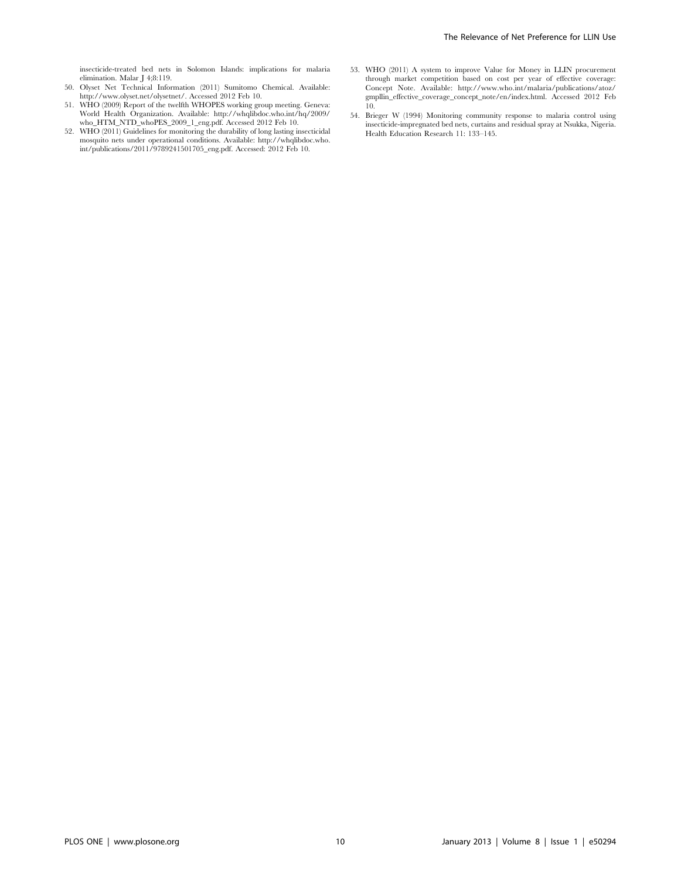insecticide-treated bed nets in Solomon Islands: implications for malaria elimination. Malar J 4;8:119.

50. Olyset Net Technical Information (2011) Sumitomo Chemical. Available: http://www.olyset.net/olysetnet/. Accessed 2012 Feb 10.
51. WHO (2009) Report of the twelfth WHOPES working group meeting. Geneva: World Health Organization. Available: http://whqlibdoc.who.int/hq/2009/who_HTM_NTD_whoPES_2009_1_eng.pdf. Accessed 2012 Feb 10.
52. WHO (2011) Guidelines for monitoring the durability of long lasting insecticidal mosquito nets under operational conditions. Available: http://whqlibdoc.who.int/publications/2011/9789241501705_eng.pdf. Accessed: 2012 Feb 10.
53. WHO (2011) A system to improve Value for Money in LLIN procurement through market competition based on cost per year of effective coverage: Concept Note. Available: http://www.who.int/malaria/publications/atoz/gmpllin_effective_coverage_concept_note/en/index.html. Accessed 2012 Feb 10.
54. Brieger W (1994) Monitoring community response to malaria control using insecticide-impregnated bed nets, curtains and residual spray at Nsukka, Nigeria. Health Education Research 11: 133–145.